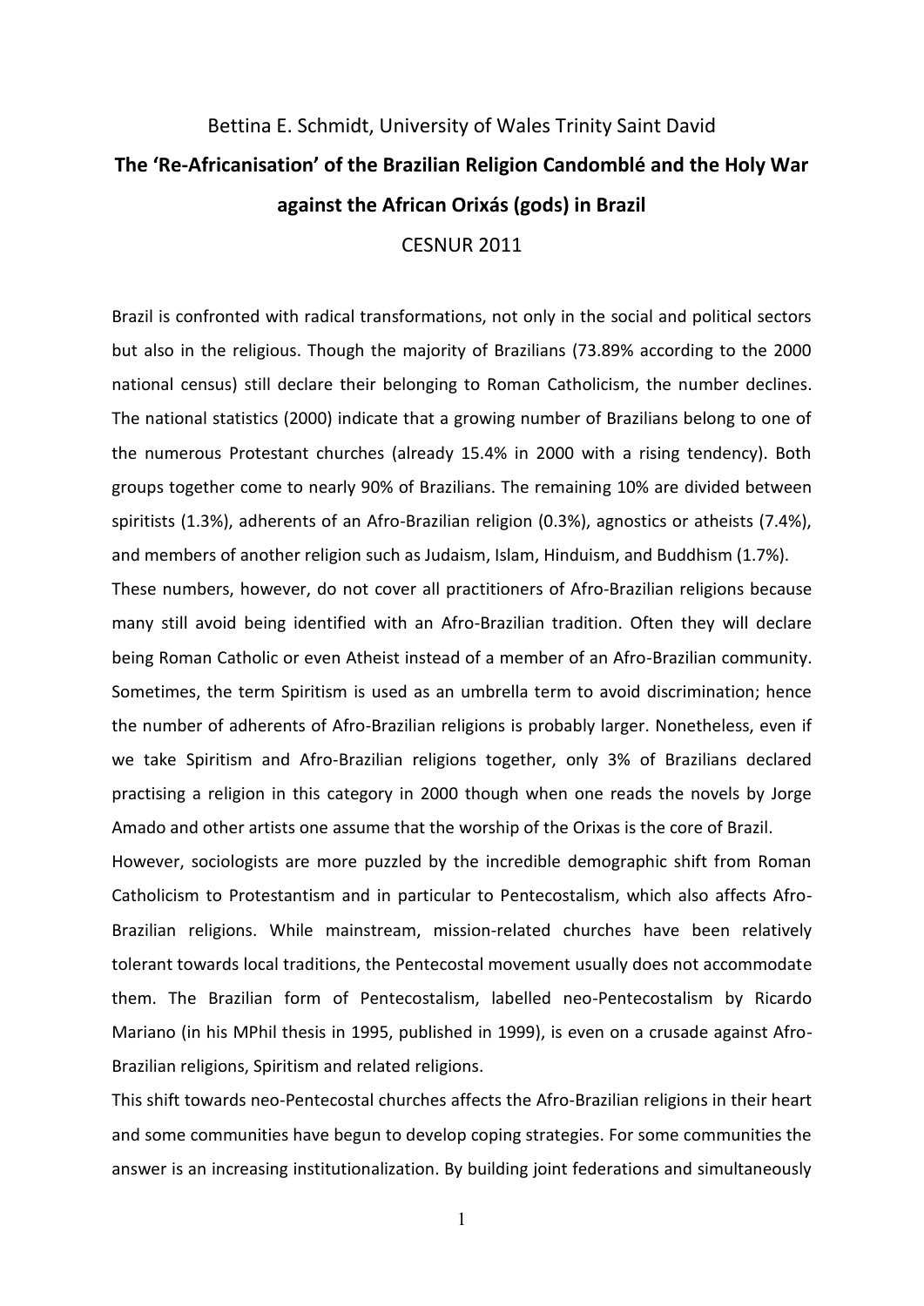Bettina E. Schmidt, University of Wales Trinity Saint David

# The 'Re-Africanisation' of the Brazilian Religion Candomblé and the Holy War against the African Orixás (gods) in Brazil

CESNUR 2011

Brazil is confronted with radical transformations, not only in the social and political sectors but also in the religious. Though the majority of Brazilians (73.89% according to the 2000 national census) still declare their belonging to Roman Catholicism, the number declines. The national statistics (2000) indicate that a growing number of Brazilians belong to one of the numerous Protestant churches (already 15.4% in 2000 with a rising tendency). Both groups together come to nearly 90% of Brazilians. The remaining 10% are divided between spiritists (1.3%), adherents of an Afro-Brazilian religion (0.3%), agnostics or atheists (7.4%), and members of another religion such as Judaism, Islam, Hinduism, and Buddhism (1.7%).

These numbers, however, do not cover all practitioners of Afro-Brazilian religions because many still avoid being identified with an Afro-Brazilian tradition. Often they will declare being Roman Catholic or even Atheist instead of a member of an Afro-Brazilian community. Sometimes, the term Spiritism is used as an umbrella term to avoid discrimination; hence the number of adherents of Afro-Brazilian religions is probably larger. Nonetheless, even if we take Spiritism and Afro-Brazilian religions together, only 3% of Brazilians declared practising a religion in this category in 2000 though when one reads the novels by Jorge Amado and other artists one assume that the worship of the Orixas is the core of Brazil.

However, sociologists are more puzzled by the incredible demographic shift from Roman Catholicism to Protestantism and in particular to Pentecostalism, which also affects Afro-Brazilian religions. While mainstream, mission-related churches have been relatively tolerant towards local traditions, the Pentecostal movement usually does not accommodate them. The Brazilian form of Pentecostalism, labelled neo-Pentecostalism by Ricardo Mariano (in his MPhil thesis in 1995, published in 1999), is even on a crusade against Afro-Brazilian religions, Spiritism and related religions.

This shift towards neo-Pentecostal churches affects the Afro-Brazilian religions in their heart and some communities have begun to develop coping strategies. For some communities the answer is an increasing institutionalization. By building joint federations and simultaneously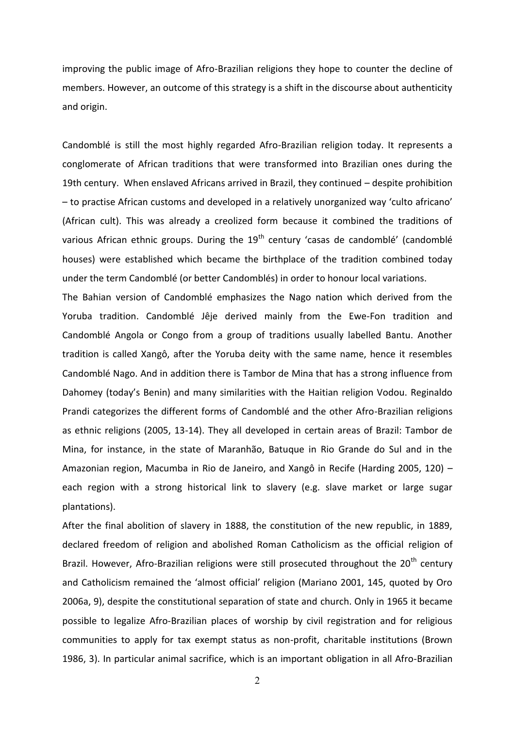improving the public image of Afro-Brazilian religions they hope to counter the decline of members. However, an outcome of this strategy is a shift in the discourse about authenticity and origin.

Candomblé is still the most highly regarded Afro-Brazilian religion today. It represents a conglomerate of African traditions that were transformed into Brazilian ones during the 19th century. When enslaved Africans arrived in Brazil, they continued – despite prohibition – to practise African customs and developed in a relatively unorganized way 'culto africano' (African cult). This was already a creolized form because it combined the traditions of various African ethnic groups. During the 19th century 'casas de candomblé' (candomblé houses) were established which became the birthplace of the tradition combined today under the term Candomblé (or better Candomblés) in order to honour local variations.

The Bahian version of Candomblé emphasizes the Nago nation which derived from the Yoruba tradition. Candomblé Jêje derived mainly from the Ewe-Fon tradition and Candomblé Angola or Congo from a group of traditions usually labelled Bantu. Another tradition is called Xangô, after the Yoruba deity with the same name, hence it resembles Candomblé Nago. And in addition there is Tambor de Mina that has a strong influence from Dahomey (today's Benin) and many similarities with the Haitian religion Vodou. Reginaldo Prandi categorizes the different forms of Candomblé and the other Afro-Brazilian religions as ethnic religions (2005, 13-14). They all developed in certain areas of Brazil: Tambor de Mina, for instance, in the state of Maranhão, Batuque in Rio Grande do Sul and in the Amazonian region, Macumba in Rio de Janeiro, and Xangô in Recife (Harding 2005, 120) – each region with a strong historical link to slavery (e.g. slave market or large sugar plantations).

After the final abolition of slavery in 1888, the constitution of the new republic, in 1889, declared freedom of religion and abolished Roman Catholicism as the official religion of Brazil. However, Afro-Brazilian religions were still prosecuted throughout the 20th century and Catholicism remained the 'almost official' religion (Mariano 2001, 145, quoted by Oro 2006a, 9), despite the constitutional separation of state and church. Only in 1965 it became possible to legalize Afro-Brazilian places of worship by civil registration and for religious communities to apply for tax exempt status as non-profit, charitable institutions (Brown 1986, 3). In particular animal sacrifice, which is an important obligation in all Afro-Brazilian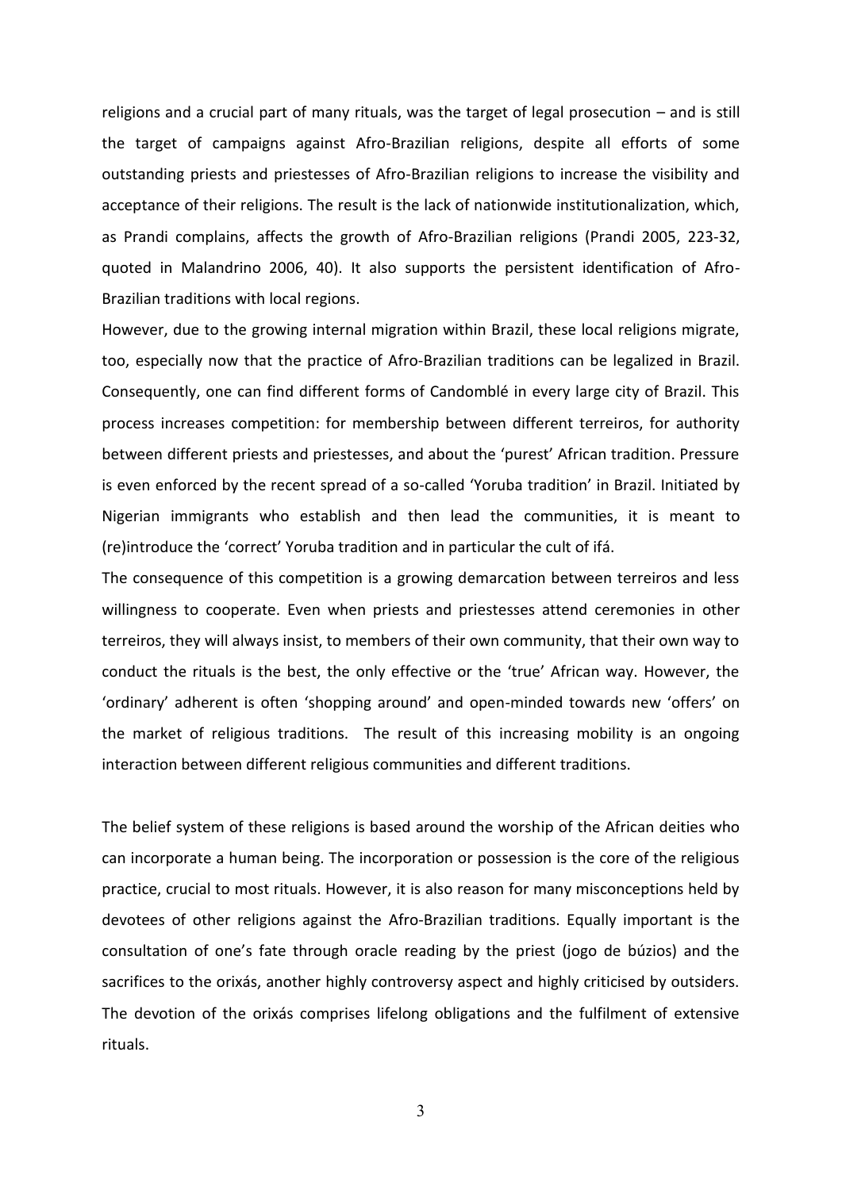religions and a crucial part of many rituals, was the target of legal prosecution – and is still the target of campaigns against Afro-Brazilian religions, despite all efforts of some outstanding priests and priestesses of Afro-Brazilian religions to increase the visibility and acceptance of their religions. The result is the lack of nationwide institutionalization, which, as Prandi complains, affects the growth of Afro-Brazilian religions (Prandi 2005, 223-32, quoted in Malandrino 2006, 40). It also supports the persistent identification of Afro-Brazilian traditions with local regions.

However, due to the growing internal migration within Brazil, these local religions migrate, too, especially now that the practice of Afro-Brazilian traditions can be legalized in Brazil. Consequently, one can find different forms of Candomblé in every large city of Brazil. This process increases competition: for membership between different terreiros, for authority between different priests and priestesses, and about the 'purest' African tradition. Pressure is even enforced by the recent spread of a so-called 'Yoruba tradition' in Brazil. Initiated by Nigerian immigrants who establish and then lead the communities, it is meant to (re)introduce the 'correct' Yoruba tradition and in particular the cult of ifá.

The consequence of this competition is a growing demarcation between terreiros and less willingness to cooperate. Even when priests and priestesses attend ceremonies in other terreiros, they will always insist, to members of their own community, that their own way to conduct the rituals is the best, the only effective or the 'true' African way. However, the 'ordinary' adherent is often 'shopping around' and open-minded towards new 'offers' on the market of religious traditions. The result of this increasing mobility is an ongoing interaction between different religious communities and different traditions.

The belief system of these religions is based around the worship of the African deities who can incorporate a human being. The incorporation or possession is the core of the religious practice, crucial to most rituals. However, it is also reason for many misconceptions held by devotees of other religions against the Afro-Brazilian traditions. Equally important is the consultation of one's fate through oracle reading by the priest (jogo de búzios) and the sacrifices to the orixás, another highly controversy aspect and highly criticised by outsiders. The devotion of the orixás comprises lifelong obligations and the fulfilment of extensive rituals.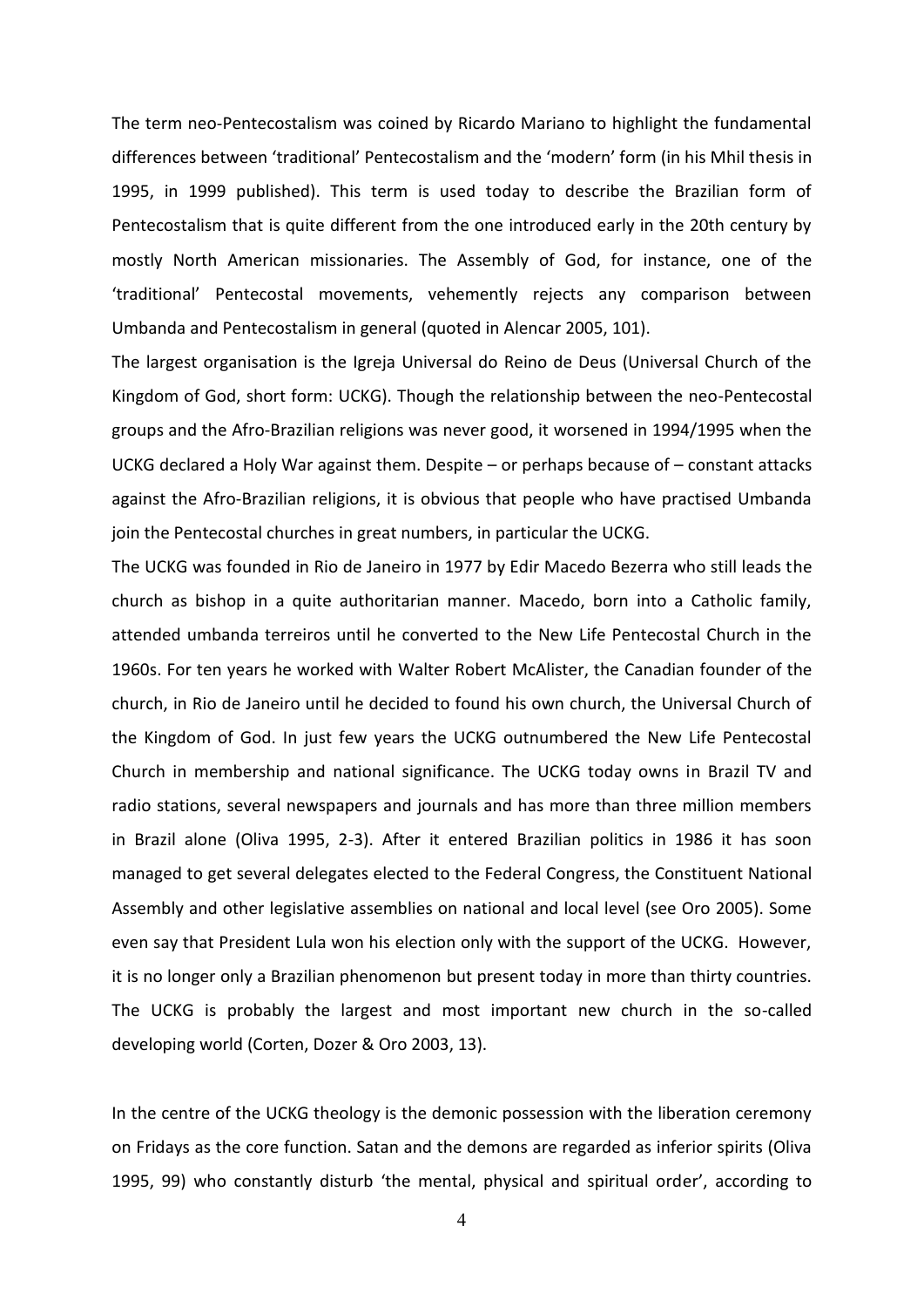The term neo-Pentecostalism was coined by Ricardo Mariano to highlight the fundamental differences between 'traditional' Pentecostalism and the 'modern' form (in his Mhil thesis in 1995, in 1999 published). This term is used today to describe the Brazilian form of Pentecostalism that is quite different from the one introduced early in the 20th century by mostly North American missionaries. The Assembly of God, for instance, one of the 'traditional' Pentecostal movements, vehemently rejects any comparison between Umbanda and Pentecostalism in general (quoted in Alencar 2005, 101).

The largest organisation is the Igreja Universal do Reino de Deus (Universal Church of the Kingdom of God, short form: UCKG). Though the relationship between the neo-Pentecostal groups and the Afro-Brazilian religions was never good, it worsened in 1994/1995 when the UCKG declared a Holy War against them. Despite – or perhaps because of – constant attacks against the Afro-Brazilian religions, it is obvious that people who have practised Umbanda join the Pentecostal churches in great numbers, in particular the UCKG.

The UCKG was founded in Rio de Janeiro in 1977 by Edir Macedo Bezerra who still leads the church as bishop in a quite authoritarian manner. Macedo, born into a Catholic family, attended umbanda terreiros until he converted to the New Life Pentecostal Church in the 1960s. For ten years he worked with Walter Robert McAlister, the Canadian founder of the church, in Rio de Janeiro until he decided to found his own church, the Universal Church of the Kingdom of God. In just few years the UCKG outnumbered the New Life Pentecostal Church in membership and national significance. The UCKG today owns in Brazil TV and radio stations, several newspapers and journals and has more than three million members in Brazil alone (Oliva 1995, 2-3). After it entered Brazilian politics in 1986 it has soon managed to get several delegates elected to the Federal Congress, the Constituent National Assembly and other legislative assemblies on national and local level (see Oro 2005). Some even say that President Lula won his election only with the support of the UCKG. However, it is no longer only a Brazilian phenomenon but present today in more than thirty countries. The UCKG is probably the largest and most important new church in the so-called developing world (Corten, Dozer & Oro 2003, 13).

In the centre of the UCKG theology is the demonic possession with the liberation ceremony on Fridays as the core function. Satan and the demons are regarded as inferior spirits (Oliva 1995, 99) who constantly disturb 'the mental, physical and spiritual order', according to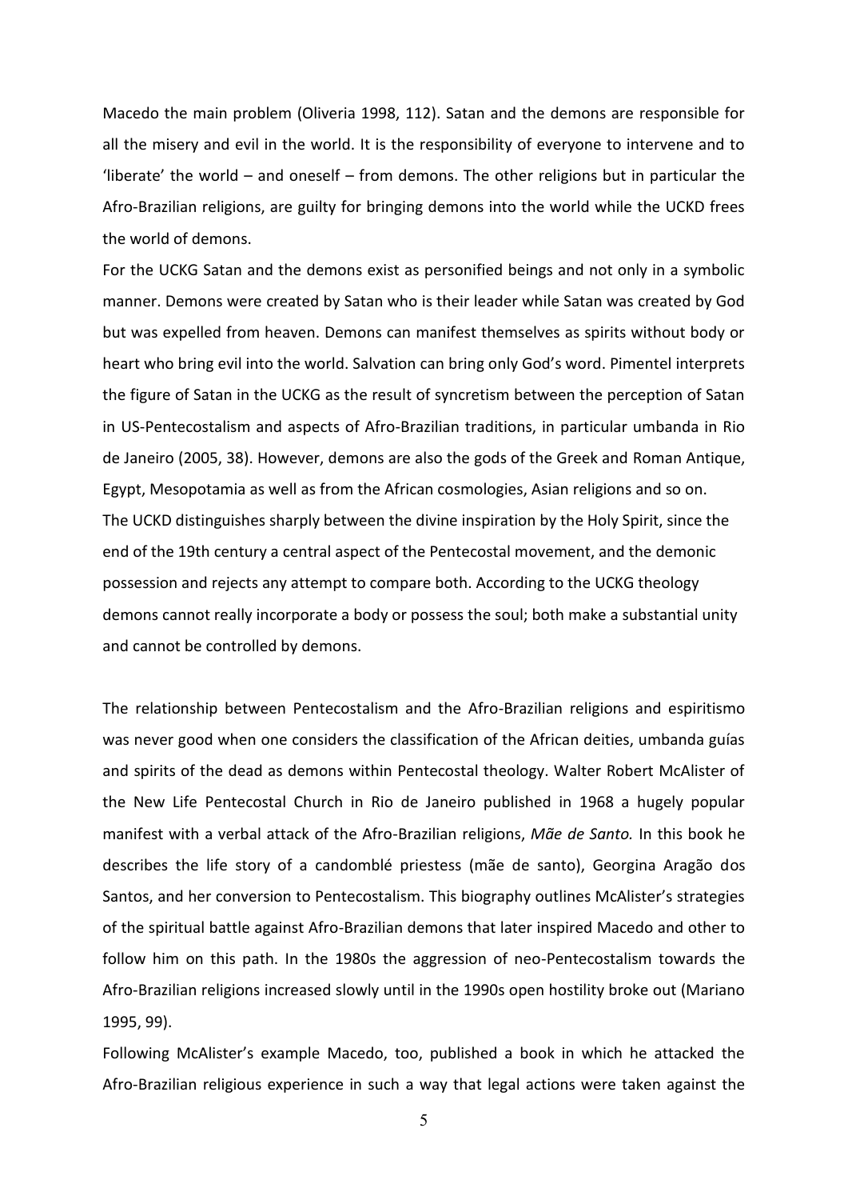Macedo the main problem (Oliveria 1998, 112). Satan and the demons are responsible for all the misery and evil in the world. It is the responsibility of everyone to intervene and to 'liberate' the world – and oneself – from demons. The other religions but in particular the Afro-Brazilian religions, are guilty for bringing demons into the world while the UCKD frees the world of demons.

For the UCKG Satan and the demons exist as personified beings and not only in a symbolic manner. Demons were created by Satan who is their leader while Satan was created by God but was expelled from heaven. Demons can manifest themselves as spirits without body or heart who bring evil into the world. Salvation can bring only God's word. Pimentel interprets the figure of Satan in the UCKG as the result of syncretism between the perception of Satan in US-Pentecostalism and aspects of Afro-Brazilian traditions, in particular umbanda in Rio de Janeiro (2005, 38). However, demons are also the gods of the Greek and Roman Antique, Egypt, Mesopotamia as well as from the African cosmologies, Asian religions and so on.

The UCKD distinguishes sharply between the divine inspiration by the Holy Spirit, since the end of the 19th century a central aspect of the Pentecostal movement, and the demonic possession and rejects any attempt to compare both. According to the UCKG theology demons cannot really incorporate a body or possess the soul; both make a substantial unity and cannot be controlled by demons.

The relationship between Pentecostalism and the Afro-Brazilian religions and espiritismo was never good when one considers the classification of the African deities, umbanda guías and spirits of the dead as demons within Pentecostal theology. Walter Robert McAlister of the New Life Pentecostal Church in Rio de Janeiro published in 1968 a hugely popular manifest with a verbal attack of the Afro-Brazilian religions, *Mãe de Santo.* In this book he describes the life story of a candomblé priestess (mãe de santo), Georgina Aragão dos Santos, and her conversion to Pentecostalism. This biography outlines McAlister's strategies of the spiritual battle against Afro-Brazilian demons that later inspired Macedo and other to follow him on this path. In the 1980s the aggression of neo-Pentecostalism towards the Afro-Brazilian religions increased slowly until in the 1990s open hostility broke out (Mariano 1995, 99).

Following McAlister's example Macedo, too, published a book in which he attacked the Afro-Brazilian religious experience in such a way that legal actions were taken against the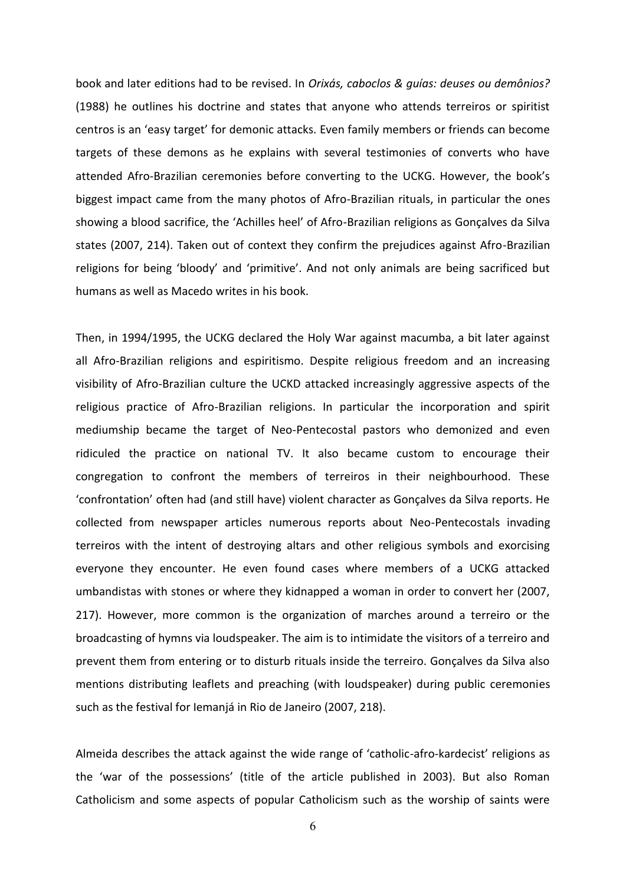book and later editions had to be revised. In *Orixás, caboclos & guías: deuses ou demônios?* (1988) he outlines his doctrine and states that anyone who attends terreiros or spiritist centros is an 'easy target' for demonic attacks. Even family members or friends can become targets of these demons as he explains with several testimonies of converts who have attended Afro-Brazilian ceremonies before converting to the UCKG. However, the book's biggest impact came from the many photos of Afro-Brazilian rituals, in particular the ones showing a blood sacrifice, the 'Achilles heel' of Afro-Brazilian religions as Gonçalves da Silva states (2007, 214). Taken out of context they confirm the prejudices against Afro-Brazilian religions for being 'bloody' and 'primitive'. And not only animals are being sacrificed but humans as well as Macedo writes in his book.

Then, in 1994/1995, the UCKG declared the Holy War against macumba, a bit later against all Afro-Brazilian religions and espiritismo. Despite religious freedom and an increasing visibility of Afro-Brazilian culture the UCKD attacked increasingly aggressive aspects of the religious practice of Afro-Brazilian religions. In particular the incorporation and spirit mediumship became the target of Neo-Pentecostal pastors who demonized and even ridiculed the practice on national TV. It also became custom to encourage their congregation to confront the members of terreiros in their neighbourhood. These 'confrontation' often had (and still have) violent character as Gonçalves da Silva reports. He collected from newspaper articles numerous reports about Neo-Pentecostals invading terreiros with the intent of destroying altars and other religious symbols and exorcising everyone they encounter. He even found cases where members of a UCKG attacked umbandistas with stones or where they kidnapped a woman in order to convert her (2007, 217). However, more common is the organization of marches around a terreiro or the broadcasting of hymns via loudspeaker. The aim is to intimidate the visitors of a terreiro and prevent them from entering or to disturb rituals inside the terreiro. Gonçalves da Silva also mentions distributing leaflets and preaching (with loudspeaker) during public ceremonies such as the festival for Iemanjá in Rio de Janeiro (2007, 218).

Almeida describes the attack against the wide range of 'catholic-afro-kardecist' religions as the 'war of the possessions' (title of the article published in 2003). But also Roman Catholicism and some aspects of popular Catholicism such as the worship of saints were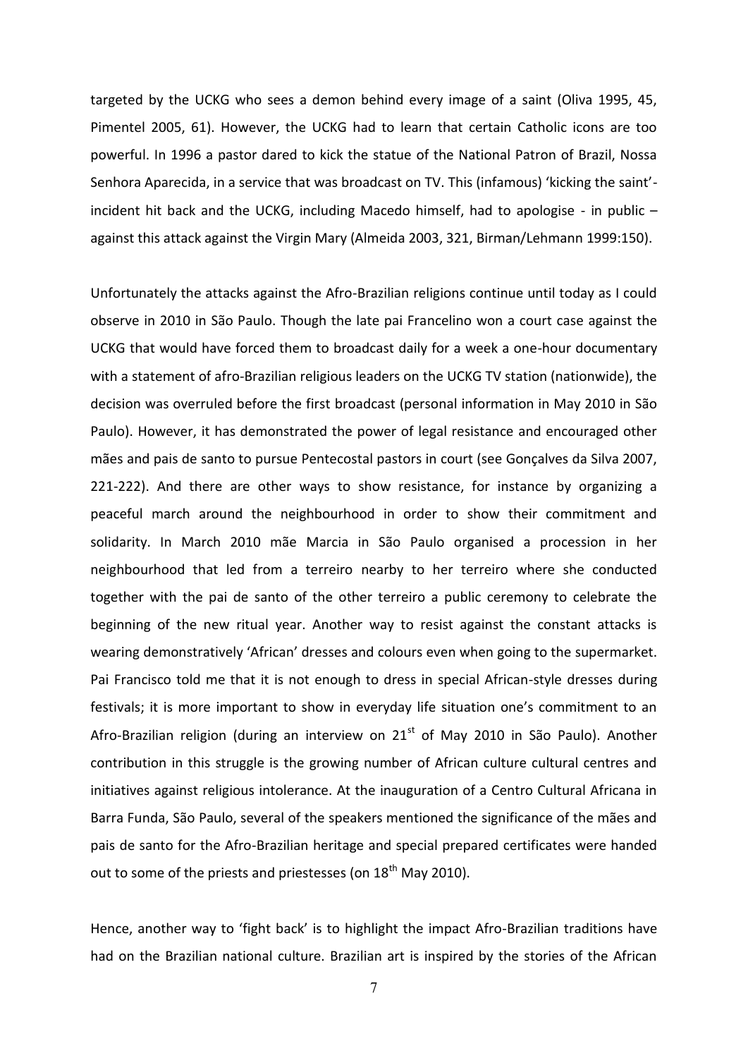targeted by the UCKG who sees a demon behind every image of a saint (Oliva 1995, 45, Pimentel 2005, 61). However, the UCKG had to learn that certain Catholic icons are too powerful. In 1996 a pastor dared to kick the statue of the National Patron of Brazil, Nossa Senhora Aparecida, in a service that was broadcast on TV. This (infamous) 'kicking the saint'-incident hit back and the UCKG, including Macedo himself, had to apologise - in public – against this attack against the Virgin Mary (Almeida 2003, 321, Birman/Lehmann 1999:150).

Unfortunately the attacks against the Afro-Brazilian religions continue until today as I could observe in 2010 in São Paulo. Though the late pai Francelino won a court case against the UCKG that would have forced them to broadcast daily for a week a one-hour documentary with a statement of afro-Brazilian religious leaders on the UCKG TV station (nationwide), the decision was overruled before the first broadcast (personal information in May 2010 in São Paulo). However, it has demonstrated the power of legal resistance and encouraged other mães and pais de santo to pursue Pentecostal pastors in court (see Gonçalves da Silva 2007, 221-222). And there are other ways to show resistance, for instance by organizing a peaceful march around the neighbourhood in order to show their commitment and solidarity. In March 2010 mãe Marcia in São Paulo organised a procession in her neighbourhood that led from a terreiro nearby to her terreiro where she conducted together with the pai de santo of the other terreiro a public ceremony to celebrate the beginning of the new ritual year. Another way to resist against the constant attacks is wearing demonstratively 'African' dresses and colours even when going to the supermarket. Pai Francisco told me that it is not enough to dress in special African-style dresses during festivals; it is more important to show in everyday life situation one's commitment to an Afro-Brazilian religion (during an interview on 21st of May 2010 in São Paulo). Another contribution in this struggle is the growing number of African culture cultural centres and initiatives against religious intolerance. At the inauguration of a Centro Cultural Africana in Barra Funda, São Paulo, several of the speakers mentioned the significance of the mães and pais de santo for the Afro-Brazilian heritage and special prepared certificates were handed out to some of the priests and priestesses (on 18th May 2010).

Hence, another way to 'fight back' is to highlight the impact Afro-Brazilian traditions have had on the Brazilian national culture. Brazilian art is inspired by the stories of the African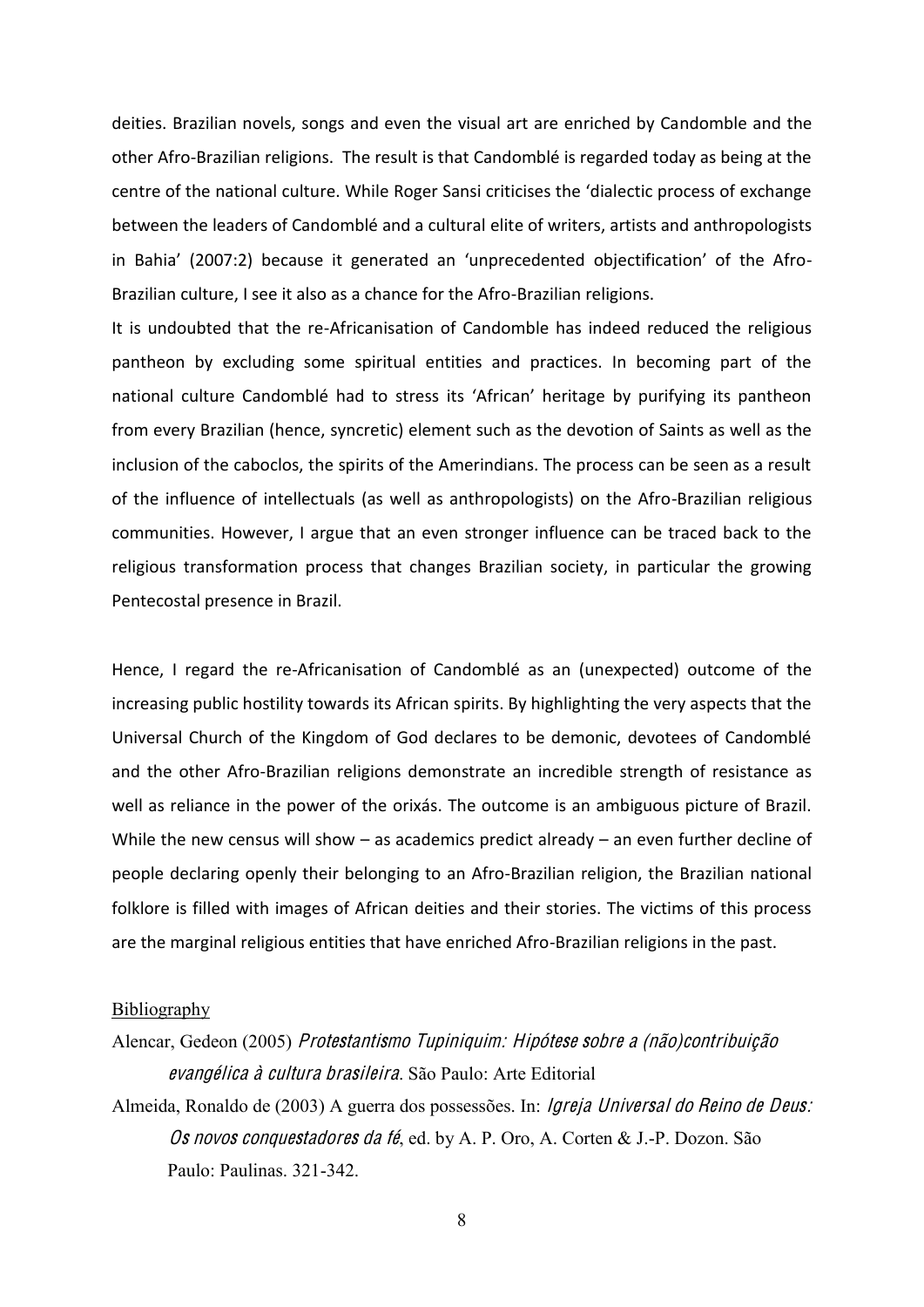deities. Brazilian novels, songs and even the visual art are enriched by Candomble and the other Afro-Brazilian religions. The result is that Candomblé is regarded today as being at the centre of the national culture. While Roger Sansi criticises the 'dialectic process of exchange between the leaders of Candomblé and a cultural elite of writers, artists and anthropologists in Bahia' (2007:2) because it generated an 'unprecedented objectification' of the Afro-Brazilian culture, I see it also as a chance for the Afro-Brazilian religions.

It is undoubted that the re-Africanisation of Candomble has indeed reduced the religious pantheon by excluding some spiritual entities and practices. In becoming part of the national culture Candomblé had to stress its 'African' heritage by purifying its pantheon from every Brazilian (hence, syncretic) element such as the devotion of Saints as well as the inclusion of the caboclos, the spirits of the Amerindians. The process can be seen as a result of the influence of intellectuals (as well as anthropologists) on the Afro-Brazilian religious communities. However, I argue that an even stronger influence can be traced back to the religious transformation process that changes Brazilian society, in particular the growing Pentecostal presence in Brazil.

Hence, I regard the re-Africanisation of Candomblé as an (unexpected) outcome of the increasing public hostility towards its African spirits. By highlighting the very aspects that the Universal Church of the Kingdom of God declares to be demonic, devotees of Candomblé and the other Afro-Brazilian religions demonstrate an incredible strength of resistance as well as reliance in the power of the orixás. The outcome is an ambiguous picture of Brazil. While the new census will show – as academics predict already – an even further decline of people declaring openly their belonging to an Afro-Brazilian religion, the Brazilian national folklore is filled with images of African deities and their stories. The victims of this process are the marginal religious entities that have enriched Afro-Brazilian religions in the past.

## Bibliography

Alencar, Gedeon (2005) *Protestantismo Tupiniquim: Hipótese sobre a (não)contribuição evangélica à cultura brasileira*. São Paulo: Arte Editorial

Almeida, Ronaldo de (2003) A guerra dos possessões. In: *Igreja Universal do Reino de Deus: Os novos conquestadores da fé*, ed. by A. P. Oro, A. Corten & J.-P. Dozon. São Paulo: Paulinas. 321-342.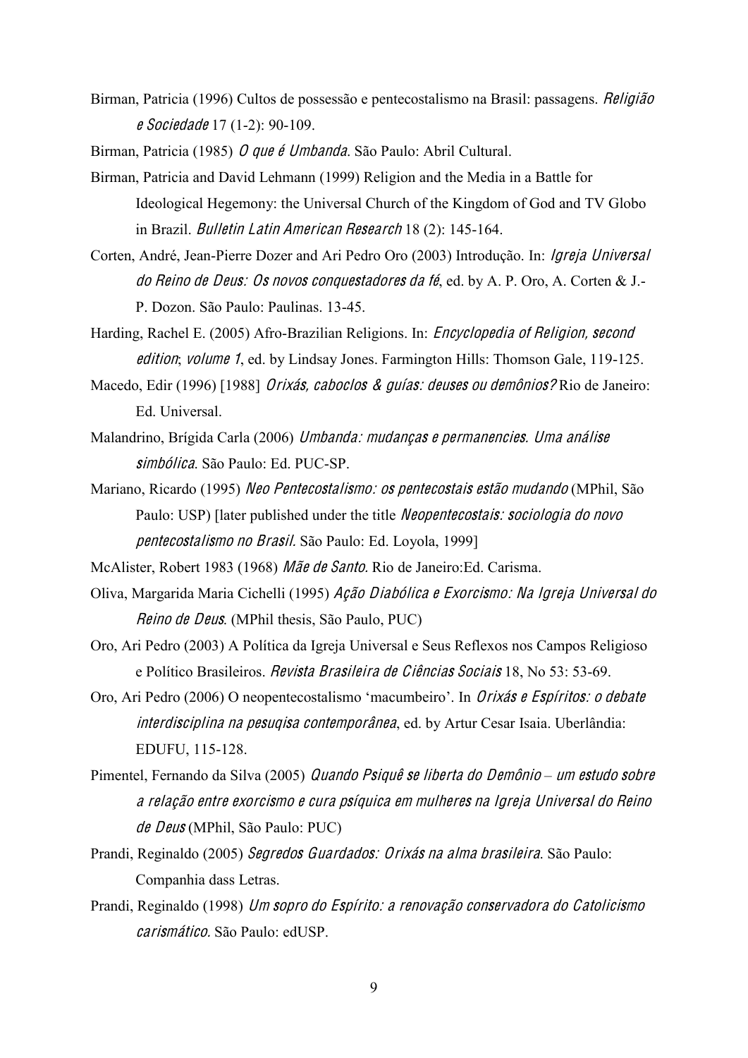Birman, Patricia (1996) Cultos de possessão e pentecostalismo na Brasil: passagens. *Religião e Sociedade* 17 (1-2): 90-109.

Birman, Patricia (1985) *O que é Umbanda*. São Paulo: Abril Cultural.

Birman, Patricia and David Lehmann (1999) Religion and the Media in a Battle for Ideological Hegemony: the Universal Church of the Kingdom of God and TV Globo in Brazil. *Bulletin Latin American Research* 18 (2): 145-164.

Corten, André, Jean-Pierre Dozer and Ari Pedro Oro (2003) Introdução. In: *Igreja Universal do Reino de Deus: Os novos conquestadores da fé*, ed. by A. P. Oro, A. Corten & J.-P. Dozon. São Paulo: Paulinas. 13-45.

Harding, Rachel E. (2005) Afro-Brazilian Religions. In: *Encyclopedia of Religion, second edition*; *volume 1*, ed. by Lindsay Jones. Farmington Hills: Thomson Gale, 119-125.

Macedo, Edir (1996) [1988] *Orixás, caboclos & guías: deuses ou demônios?* Rio de Janeiro: Ed. Universal.

Malandrino, Brígida Carla (2006) *Umbanda: mudanças e permanencies. Uma análise simbólica*. São Paulo: Ed. PUC-SP.

Mariano, Ricardo (1995) *Neo Pentecostalismo: os pentecostais estão mudando* (MPhil, São Paulo: USP) [later published under the title *Neopentecostais: sociologia do novo pentecostalismo no Brasil*. São Paulo: Ed. Loyola, 1999]

McAlister, Robert 1983 (1968) *Mãe de Santo*. Rio de Janeiro:Ed. Carisma.

Oliva, Margarida Maria Cichelli (1995) *Ação Diabólica e Exorcismo: Na Igreja Universal do Reino de Deus*. (MPhil thesis, São Paulo, PUC)

Oro, Ari Pedro (2003) A Política da Igreja Universal e Seus Reflexos nos Campos Religioso e Político Brasileiros. *Revista Brasileira de Ciências Sociais* 18, No 53: 53-69.

Oro, Ari Pedro (2006) O neopentecostalismo 'macumbeiro'. In *Orixás e Espíritos: o debate interdisciplina na pesuqisa contemporânea*, ed. by Artur Cesar Isaia. Uberlândia: EDUFU, 115-128.

Pimentel, Fernando da Silva (2005) *Quando Psiquê se liberta do Demônio – um estudo sobre a relação entre exorcismo e cura psíquica em mulheres na Igreja Universal do Reino de Deus* (MPhil, São Paulo: PUC)

Prandi, Reginaldo (2005) *Segredos Guardados: Orixás na alma brasileira*. São Paulo: Companhia dass Letras.

Prandi, Reginaldo (1998) *Um sopro do Espírito: a renovação conservadora do Catolicismo carismático*. São Paulo: edUSP.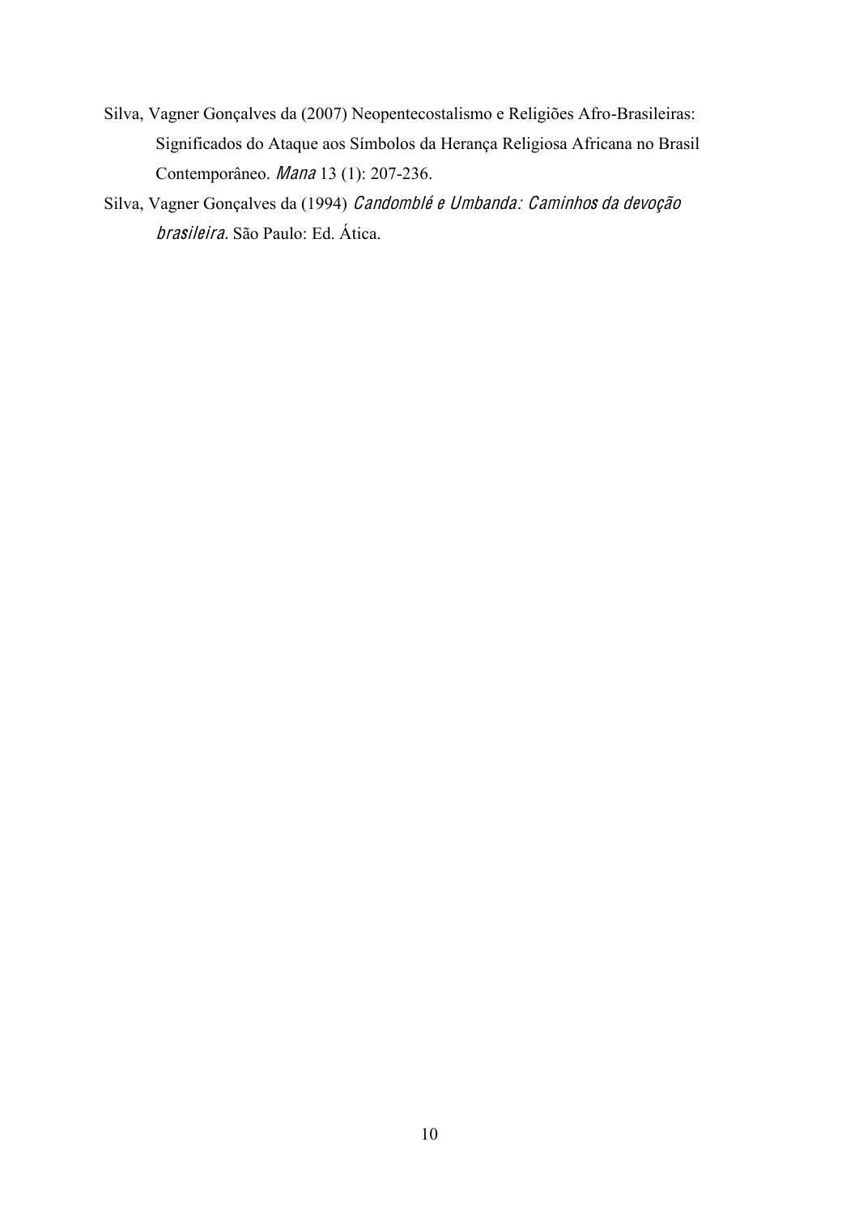Silva, Vagner Gonçalves da (2007) Neopentecostalismo e Religiões Afro-Brasileiras: Significados do Ataque aos Símbolos da Herança Religiosa Africana no Brasil Contemporâneo. *Mana* 13 (1): 207-236.

Silva, Vagner Gonçalves da (1994) *Candomblé e Umbanda: Caminhos da devoção brasileira.* São Paulo: Ed. Ática.